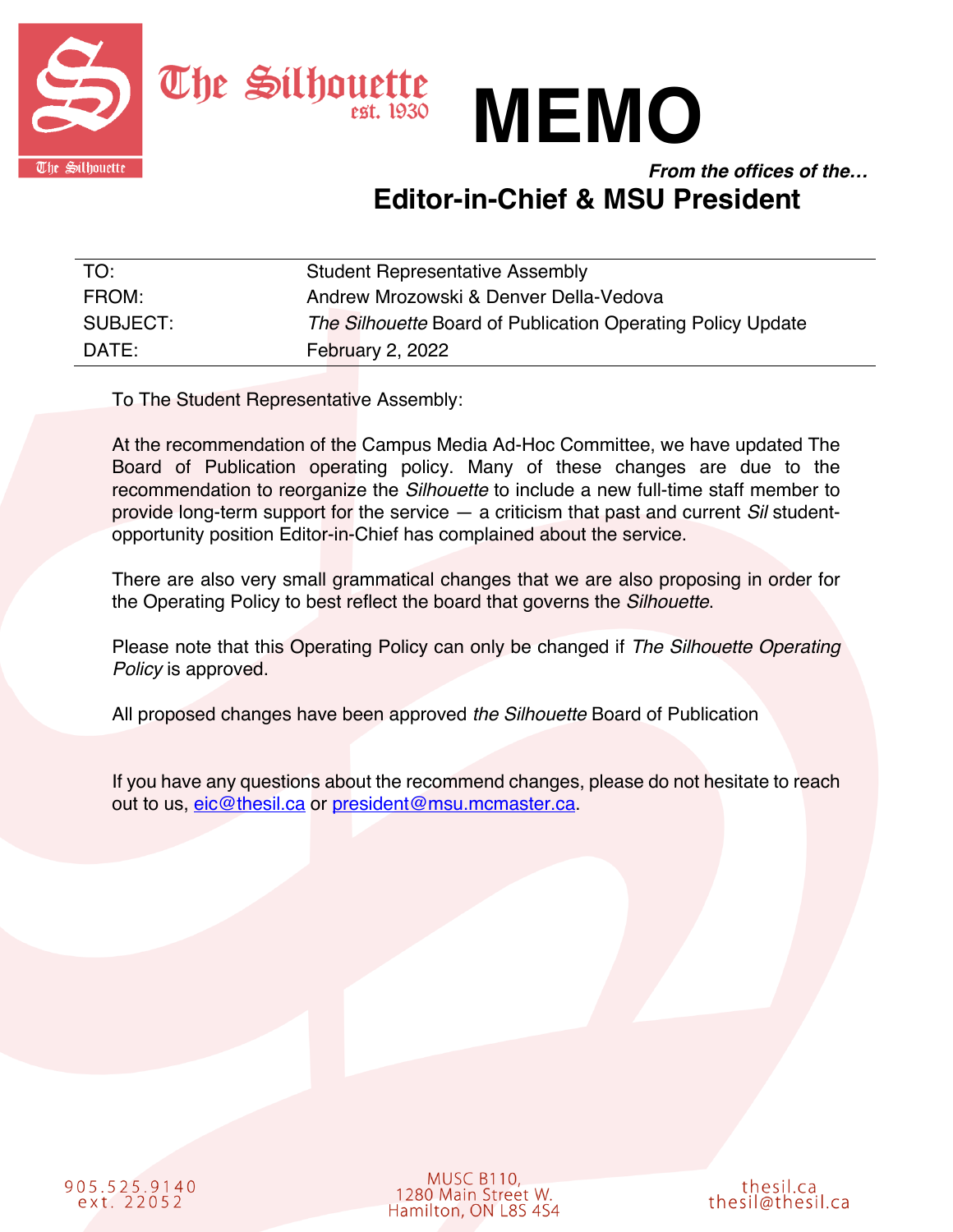The Silhouette est. 1930

# MEMO

***From the offices of the…***

## Editor-in-Chief & MSU President

| TO: | Student Representative Assembly |
|---|---|
| FROM: | Andrew Mrozowski & Denver Della-Vedova |
| SUBJECT: | *The Silhouette* Board of Publication Operating Policy Update |
| DATE: | February 2, 2022 |

To The Student Representative Assembly:

At the recommendation of the Campus Media Ad-Hoc Committee, we have updated The Board of Publication operating policy. Many of these changes are due to the recommendation to reorganize the *Silhouette* to include a new full-time staff member to provide long-term support for the service — a criticism that past and current *Sil* student-opportunity position Editor-in-Chief has complained about the service.

There are also very small grammatical changes that we are also proposing in order for the Operating Policy to best reflect the board that governs the *Silhouette*.

Please note that this Operating Policy can only be changed if *The Silhouette Operating Policy* is approved.

All proposed changes have been approved *the Silhouette* Board of Publication

If you have any questions about the recommend changes, please do not hesitate to reach out to us, eic@thesil.ca or president@msu.mcmaster.ca.

905.525.9140 ext. 22052

MUSC B110, 1280 Main Street W. Hamilton, ON L8S 4S4

thesil.ca thesil@thesil.ca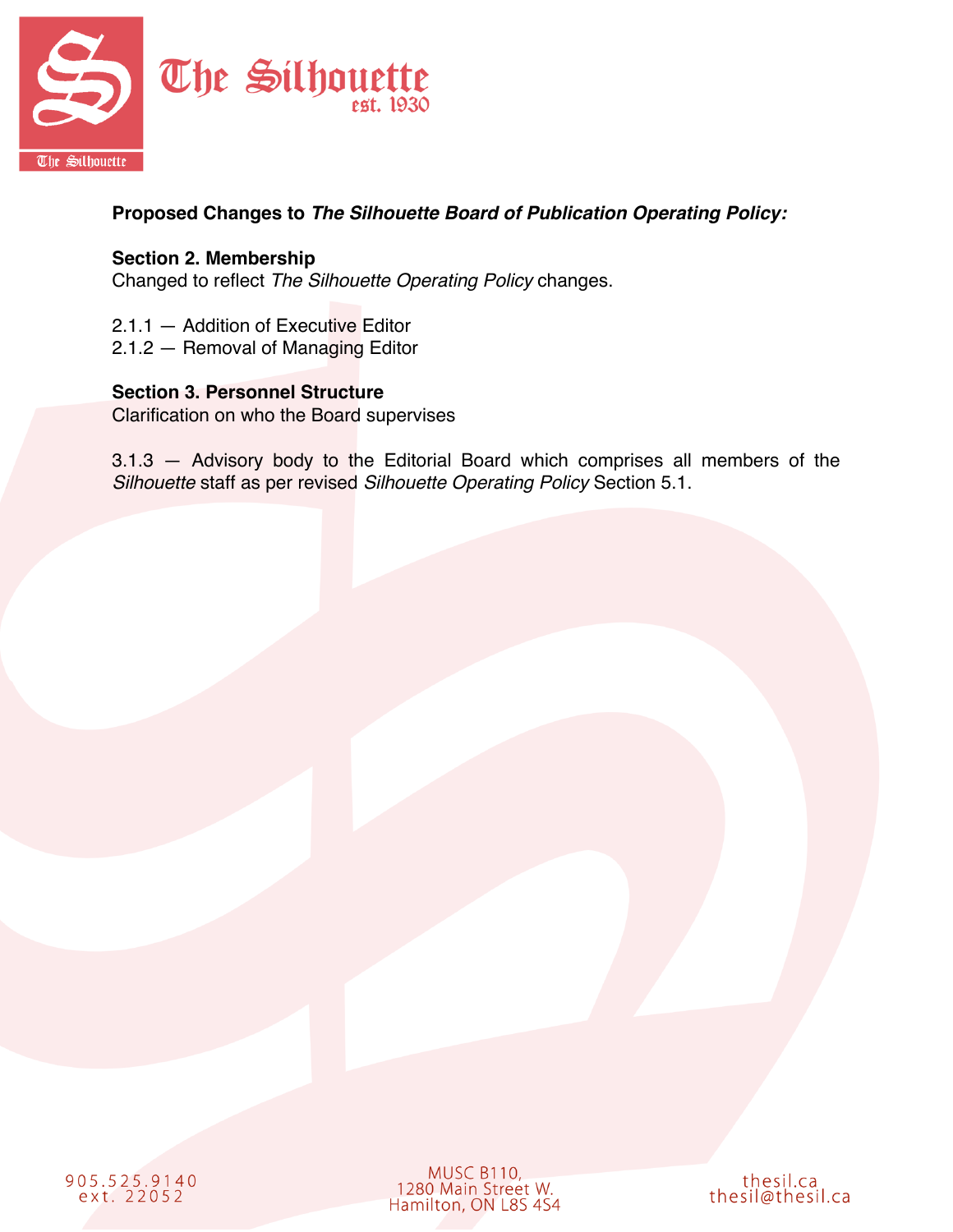**Proposed Changes to *The Silhouette Board of Publication Operating Policy:***

**Section 2. Membership**
Changed to reflect *The Silhouette Operating Policy* changes.

2.1.1 — Addition of Executive Editor
2.1.2 — Removal of Managing Editor

**Section 3. Personnel Structure**
Clarification on who the Board supervises

3.1.3 — Advisory body to the Editorial Board which comprises all members of the *Silhouette* staff as per revised *Silhouette Operating Policy* Section 5.1.